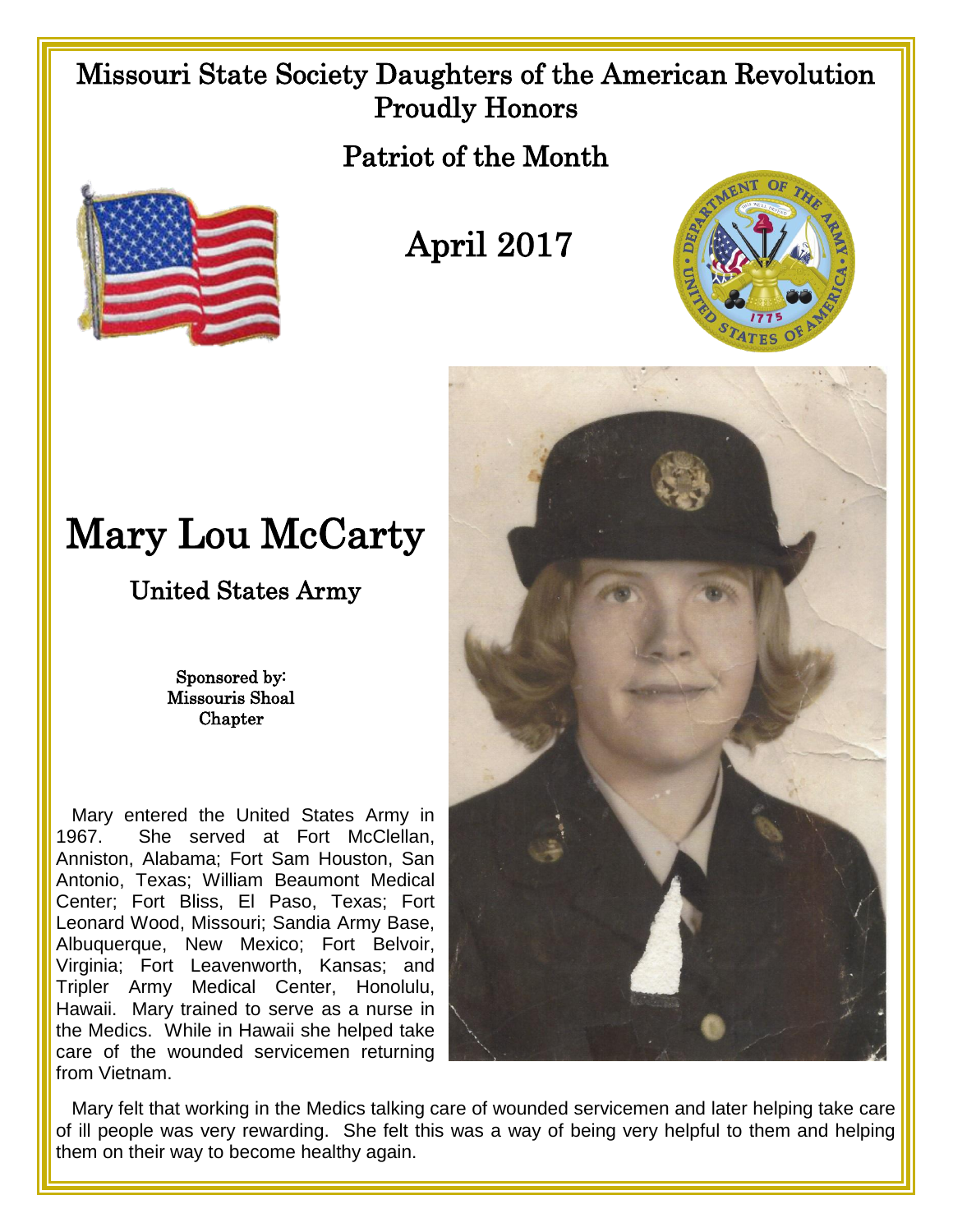# Missouri State Society Daughters of the American Revolution Proudly Honors

## Patriot of the Month

## April 2017

# Mary Lou McCarty

## United States Army

Sponsored by:
Missouris Shoal
Chapter

Mary entered the United States Army in 1967. She served at Fort McClellan, Anniston, Alabama; Fort Sam Houston, San Antonio, Texas; William Beaumont Medical Center; Fort Bliss, El Paso, Texas; Fort Leonard Wood, Missouri; Sandia Army Base, Albuquerque, New Mexico; Fort Belvoir, Virginia; Fort Leavenworth, Kansas; and Tripler Army Medical Center, Honolulu, Hawaii. Mary trained to serve as a nurse in the Medics. While in Hawaii she helped take care of the wounded servicemen returning from Vietnam.

Mary felt that working in the Medics talking care of wounded servicemen and later helping take care of ill people was very rewarding. She felt this was a way of being very helpful to them and helping them on their way to become healthy again.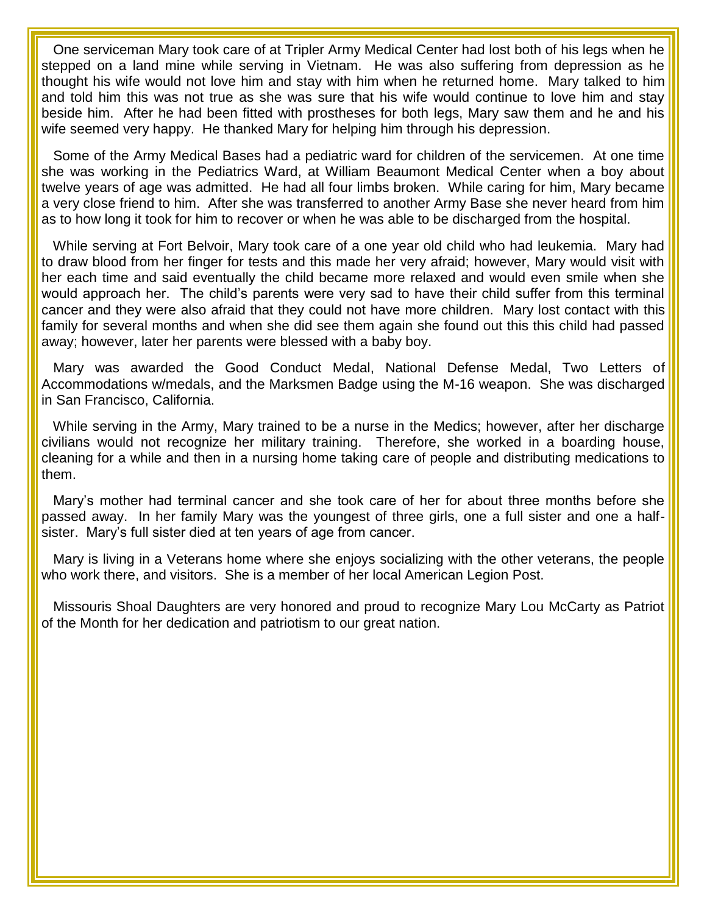One serviceman Mary took care of at Tripler Army Medical Center had lost both of his legs when he stepped on a land mine while serving in Vietnam. He was also suffering from depression as he thought his wife would not love him and stay with him when he returned home. Mary talked to him and told him this was not true as she was sure that his wife would continue to love him and stay beside him. After he had been fitted with prostheses for both legs, Mary saw them and he and his wife seemed very happy. He thanked Mary for helping him through his depression.

Some of the Army Medical Bases had a pediatric ward for children of the servicemen. At one time she was working in the Pediatrics Ward, at William Beaumont Medical Center when a boy about twelve years of age was admitted. He had all four limbs broken. While caring for him, Mary became a very close friend to him. After she was transferred to another Army Base she never heard from him as to how long it took for him to recover or when he was able to be discharged from the hospital.

While serving at Fort Belvoir, Mary took care of a one year old child who had leukemia. Mary had to draw blood from her finger for tests and this made her very afraid; however, Mary would visit with her each time and said eventually the child became more relaxed and would even smile when she would approach her. The child's parents were very sad to have their child suffer from this terminal cancer and they were also afraid that they could not have more children. Mary lost contact with this family for several months and when she did see them again she found out this this child had passed away; however, later her parents were blessed with a baby boy.

Mary was awarded the Good Conduct Medal, National Defense Medal, Two Letters of Accommodations w/medals, and the Marksmen Badge using the M-16 weapon. She was discharged in San Francisco, California.

While serving in the Army, Mary trained to be a nurse in the Medics; however, after her discharge civilians would not recognize her military training. Therefore, she worked in a boarding house, cleaning for a while and then in a nursing home taking care of people and distributing medications to them.

Mary's mother had terminal cancer and she took care of her for about three months before she passed away. In her family Mary was the youngest of three girls, one a full sister and one a half-sister. Mary's full sister died at ten years of age from cancer.

Mary is living in a Veterans home where she enjoys socializing with the other veterans, the people who work there, and visitors. She is a member of her local American Legion Post.

Missouris Shoal Daughters are very honored and proud to recognize Mary Lou McCarty as Patriot of the Month for her dedication and patriotism to our great nation.